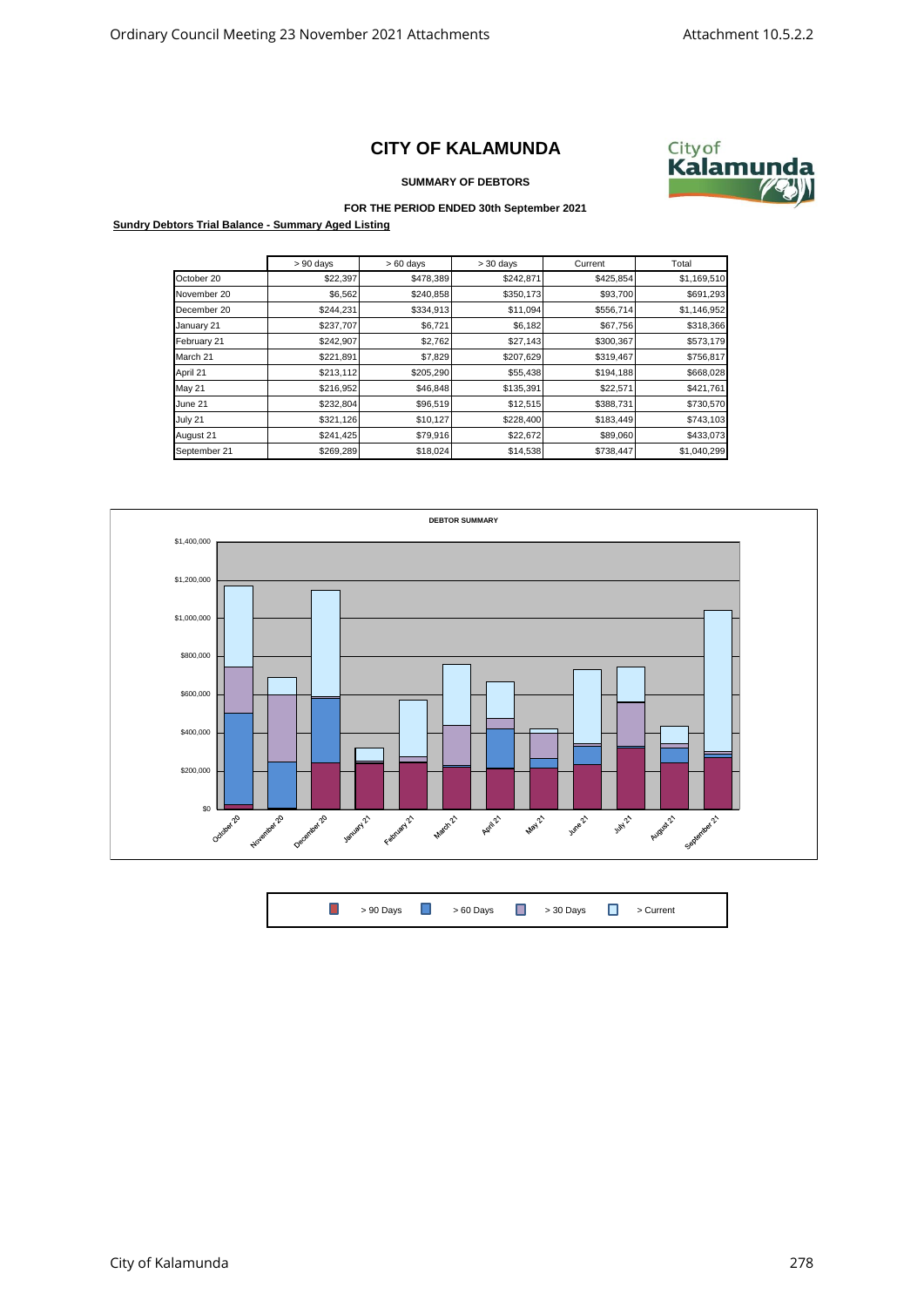# CITY OF KALAMUNDA

**SUMMARY OF DEBTORS**

**FOR THE PERIOD ENDED 30th September 2021**

**Sundry Debtors Trial Balance - Summary Aged Listing**

| | > 90 days | > 60 days | > 30 days | Current | Total |
|---|---|---|---|---|---|
| October 20 | $22,397 | $478,389 | $242,871 | $425,854 | $1,169,510 |
| November 20 | $6,562 | $240,858 | $350,173 | $93,700 | $691,293 |
| December 20 | $244,231 | $334,913 | $11,094 | $556,714 | $1,146,952 |
| January 21 | $237,707 | $6,721 | $6,182 | $67,756 | $318,366 |
| February 21 | $242,907 | $2,762 | $27,143 | $300,367 | $573,179 |
| March 21 | $221,891 | $7,829 | $207,629 | $319,467 | $756,817 |
| April 21 | $213,112 | $205,290 | $55,438 | $194,188 | $668,028 |
| May 21 | $216,952 | $46,848 | $135,391 | $22,571 | $421,761 |
| June 21 | $232,804 | $96,519 | $12,515 | $388,731 | $730,570 |
| July 21 | $321,126 | $10,127 | $228,400 | $183,449 | $743,103 |
| August 21 | $241,425 | $79,916 | $22,672 | $89,060 | $433,073 |
| September 21 | $269,289 | $18,024 | $14,538 | $738,447 | $1,040,299 |

**DEBTOR SUMMARY**

> 90 Days | > 60 Days | > 30 Days | > Current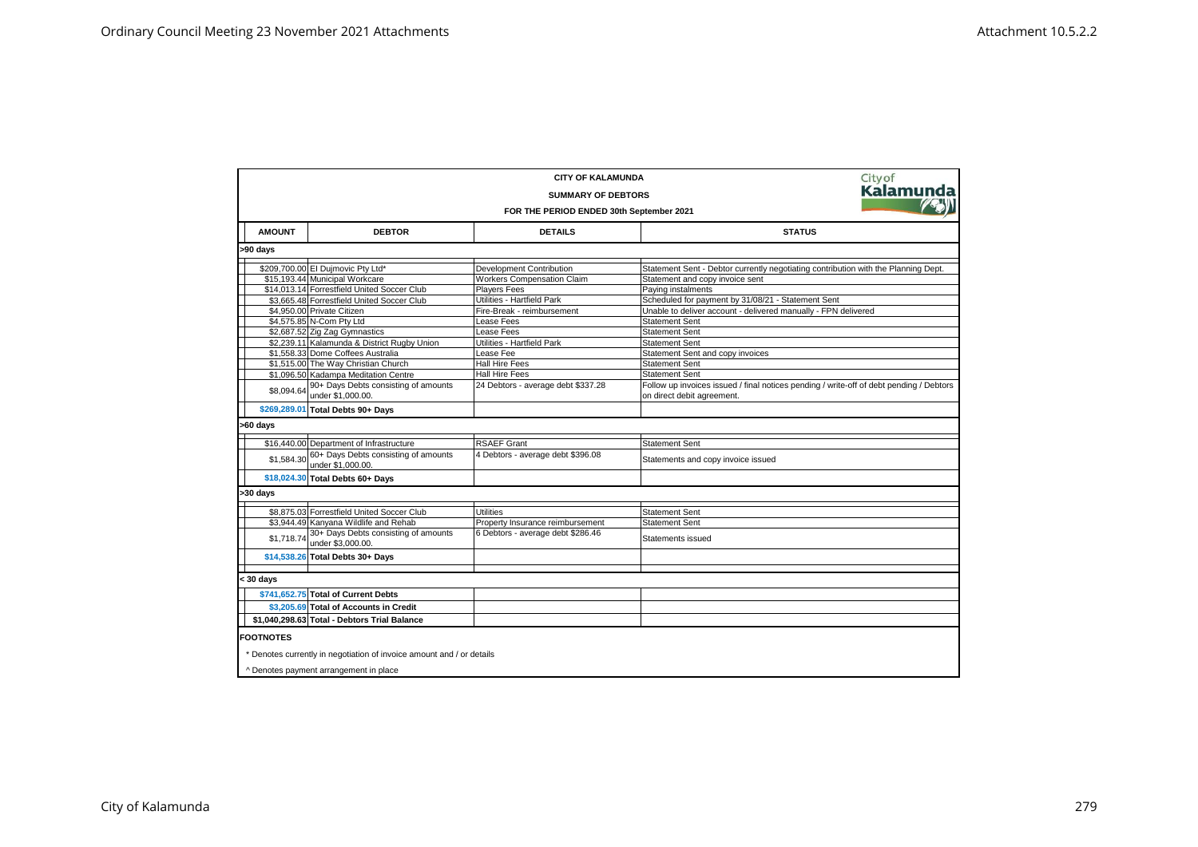**CITY OF KALAMUNDA**

**SUMMARY OF DEBTORS**

**FOR THE PERIOD ENDED 30th September 2021**

| AMOUNT | DEBTOR | DETAILS | STATUS |
|---|---|---|---|
| **>90 days** | | | |
| $209,700.00 | El Dujmovic Pty Ltd* | Development Contribution | Statement Sent - Debtor currently negotiating contribution with the Planning Dept. |
| $15,193.44 | Municipal Workcare | Workers Compensation Claim | Statement and copy invoice sent |
| $14,013.14 | Forrestfield United Soccer Club | Players Fees | Paying instalments |
| $3,665.48 | Forrestfield United Soccer Club | Utilities - Hartfield Park | Scheduled for payment by 31/08/21 - Statement Sent |
| $4,950.00 | Private Citizen | Fire-Break - reimbursement | Unable to deliver account - delivered manually - FPN delivered |
| $4,575.85 | N-Com Pty Ltd | Lease Fees | Statement Sent |
| $2,687.52 | Zig Zag Gymnastics | Lease Fees | Statement Sent |
| $2,239.11 | Kalamunda & District Rugby Union | Utilities - Hartfield Park | Statement Sent |
| $1,558.33 | Dome Coffees Australia | Lease Fee | Statement Sent and copy invoices |
| $1,515.00 | The Way Christian Church | Hall Hire Fees | Statement Sent |
| $1,096.50 | Kadampa Meditation Centre | Hall Hire Fees | Statement Sent |
| $8,094.64 | 90+ Days Debts consisting of amounts under $1,000.00. | 24 Debtors - average debt $337.28 | Follow up invoices issued / final notices pending / write-off of debt pending / Debtors on direct debit agreement. |
| **$269,289.01** | **Total Debts 90+ Days** | | |
| **>60 days** | | | |
| $16,440.00 | Department of Infrastructure | RSAEF Grant | Statement Sent |
| $1,584.30 | 60+ Days Debts consisting of amounts under $1,000.00. | 4 Debtors - average debt $396.08 | Statements and copy invoice issued |
| **$18,024.30** | **Total Debts 60+ Days** | | |
| **>30 days** | | | |
| $8,875.03 | Forrestfield United Soccer Club | Utilities | Statement Sent |
| $3,944.49 | Kanyana Wildlife and Rehab | Property Insurance reimbursement | Statement Sent |
| $1,718.74 | 30+ Days Debts consisting of amounts under $3,000.00. | 6 Debtors - average debt $286.46 | Statements issued |
| **$14,538.26** | **Total Debts 30+ Days** | | |
| **< 30 days** | | | |
| **$741,652.75** | **Total of Current Debts** | | |
| **$3,205.69** | **Total of Accounts in Credit** | | |
| **$1,040,298.63** | **Total - Debtors Trial Balance** | | |

**FOOTNOTES**

\* Denotes currently in negotiation of invoice amount and / or details

^ Denotes payment arrangement in place